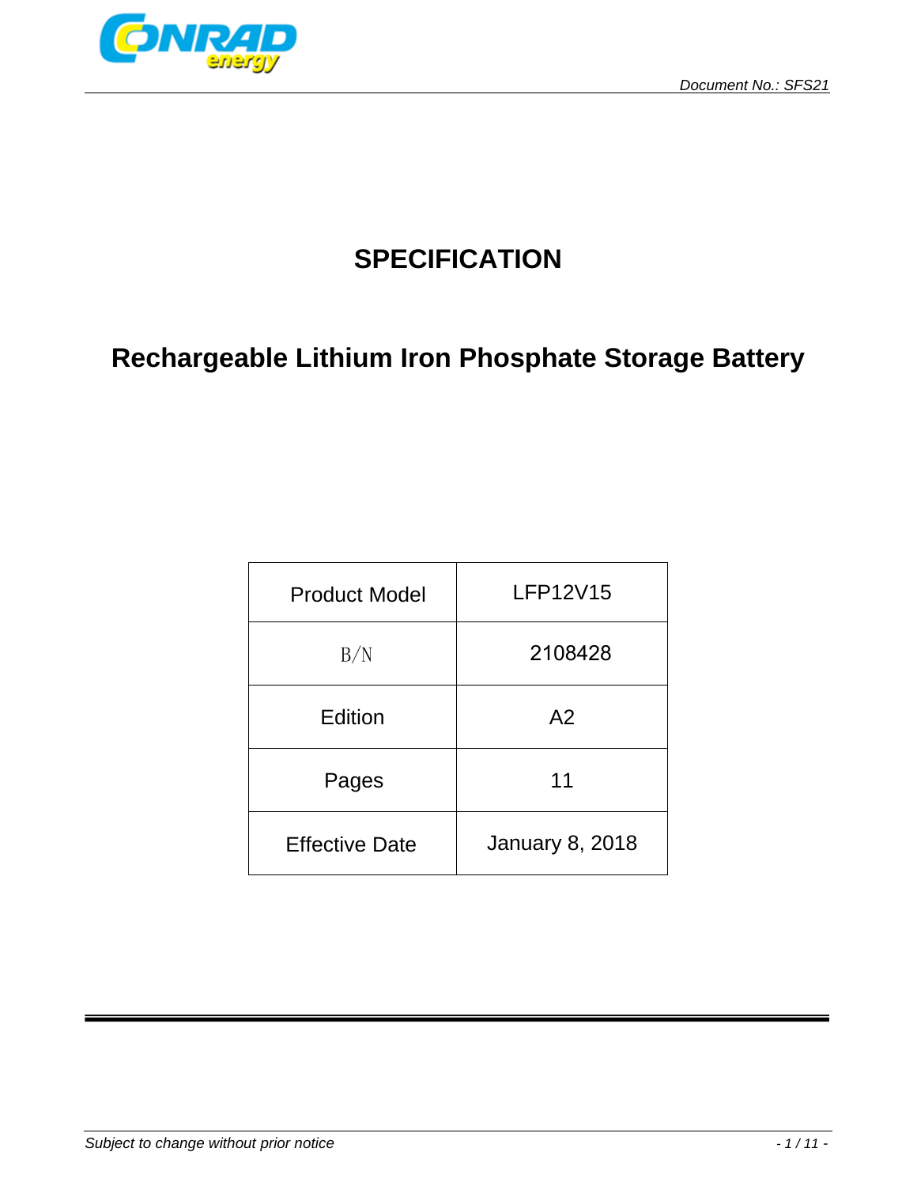Document No.: SFS21

# SPECIFICATION

## Rechargeable Lithium Iron Phosphate Storage Battery

| Product Model | LFP12V15 |
|---|---|
| B/N | 2108428 |
| Edition | A2 |
| Pages | 11 |
| Effective Date | January 8, 2018 |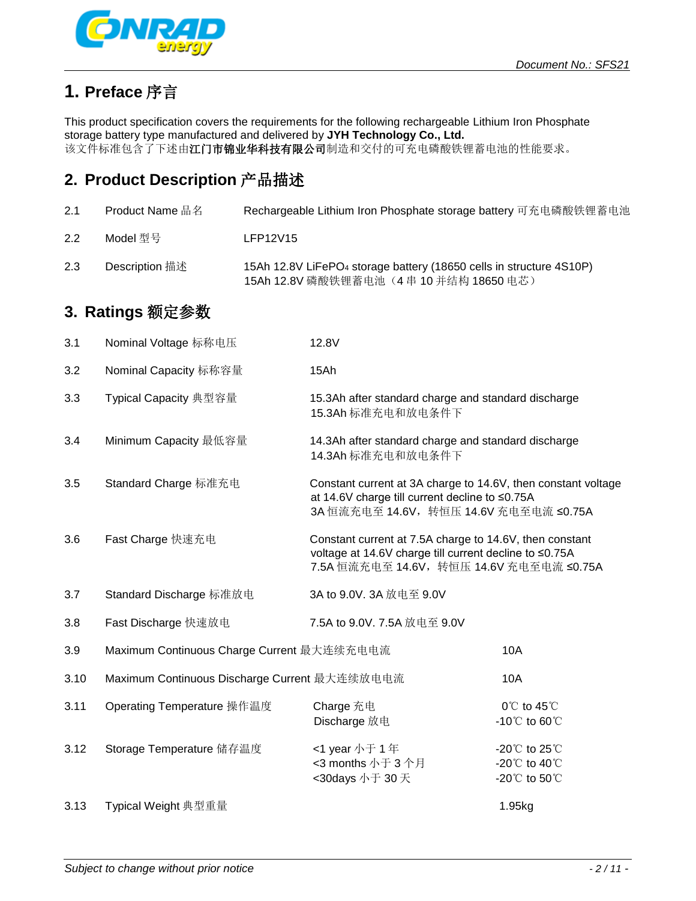## 1. Preface 序言

This product specification covers the requirements for the following rechargeable Lithium Iron Phosphate storage battery type manufactured and delivered by **JYH Technology Co., Ltd.**
该文件标准包含了下述由**江门市锦业华科技有限公司**制造和交付的可充电磷酸铁锂蓄电池的性能要求。

## 2. Product Description 产品描述

| | | |
|---|---|---|
| 2.1 | Product Name 品名 | Rechargeable Lithium Iron Phosphate storage battery 可充电磷酸铁锂蓄电池 |
| 2.2 | Model 型号 | LFP12V15 |
| 2.3 | Description 描述 | 15Ah 12.8V $LiFePO_4$ storage battery (18650 cells in structure 4S10P)<br>15Ah 12.8V 磷酸铁锂蓄电池（4 串 10 并结构 18650 电芯） |

## 3. Ratings 额定参数

| | | | |
|---|---|---|---|
| 3.1 | Nominal Voltage 标称电压 | 12.8V | |
| 3.2 | Nominal Capacity 标称容量 | 15Ah | |
| 3.3 | Typical Capacity 典型容量 | 15.3Ah after standard charge and standard discharge<br>15.3Ah 标准充电和放电条件下 | |
| 3.4 | Minimum Capacity 最低容量 | 14.3Ah after standard charge and standard discharge<br>14.3Ah 标准充电和放电条件下 | |
| 3.5 | Standard Charge 标准充电 | Constant current at 3A charge to 14.6V, then constant voltage at 14.6V charge till current decline to ≤0.75A<br>3A 恒流充电至 14.6V，转恒压 14.6V 充电至电流 ≤0.75A | |
| 3.6 | Fast Charge 快速充电 | Constant current at 7.5A charge to 14.6V, then constant voltage at 14.6V charge till current decline to ≤0.75A<br>7.5A 恒流充电至 14.6V，转恒压 14.6V 充电至电流 ≤0.75A | |
| 3.7 | Standard Discharge 标准放电 | 3A to 9.0V. 3A 放电至 9.0V | |
| 3.8 | Fast Discharge 快速放电 | 7.5A to 9.0V. 7.5A 放电至 9.0V | |
| 3.9 | Maximum Continuous Charge Current 最大连续充电电流 | | 10A |
| 3.10 | Maximum Continuous Discharge Current 最大连续放电电流 | | 10A |
| 3.11 | Operating Temperature 操作温度 | Charge 充电<br>Discharge 放电 | 0℃ to 45℃<br>-10℃ to 60℃ |
| 3.12 | Storage Temperature 储存温度 | <1 year 小于 1 年<br><3 months 小于 3 个月<br><30days 小于 30 天 | -20℃ to 25℃<br>-20℃ to 40℃<br>-20℃ to 50℃ |
| 3.13 | Typical Weight 典型重量 | | 1.95kg |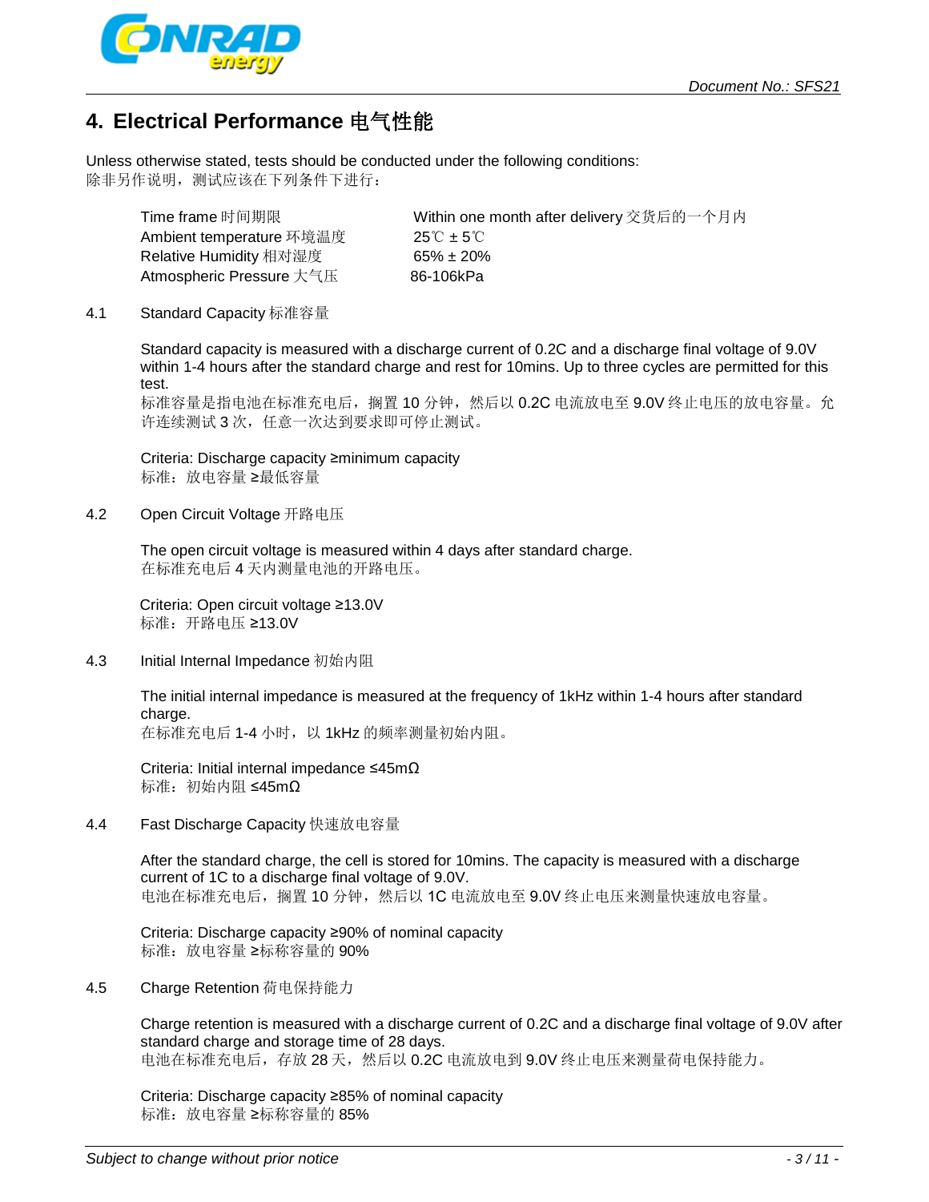## 4. Electrical Performance 电气性能

Unless otherwise stated, tests should be conducted under the following conditions:
除非另作说明，测试应该在下列条件下进行：

| | |
|---|---|
| Time frame 时间期限 | Within one month after delivery 交货后的一个月内 |
| Ambient temperature 环境温度 | 25℃ ± 5℃ |
| Relative Humidity 相对湿度 | 65% ± 20% |
| Atmospheric Pressure 大气压 | 86-106kPa |

### 4.1 Standard Capacity 标准容量

Standard capacity is measured with a discharge current of 0.2C and a discharge final voltage of 9.0V within 1-4 hours after the standard charge and rest for 10mins. Up to three cycles are permitted for this test.
标准容量是指电池在标准充电后，搁置 10 分钟，然后以 0.2C 电流放电至 9.0V 终止电压的放电容量。允许连续测试 3 次，任意一次达到要求即可停止测试。

Criteria: Discharge capacity ≥minimum capacity
标准：放电容量 ≥最低容量

### 4.2 Open Circuit Voltage 开路电压

The open circuit voltage is measured within 4 days after standard charge.
在标准充电后 4 天内测量电池的开路电压。

Criteria: Open circuit voltage ≥13.0V
标准：开路电压 ≥13.0V

### 4.3 Initial Internal Impedance 初始内阻

The initial internal impedance is measured at the frequency of 1kHz within 1-4 hours after standard charge.
在标准充电后 1-4 小时，以 1kHz 的频率测量初始内阻。

Criteria: Initial internal impedance ≤45mΩ
标准：初始内阻 ≤45mΩ

### 4.4 Fast Discharge Capacity 快速放电容量

After the standard charge, the cell is stored for 10mins. The capacity is measured with a discharge current of 1C to a discharge final voltage of 9.0V.
电池在标准充电后，搁置 10 分钟，然后以 1C 电流放电至 9.0V 终止电压来测量快速放电容量。

Criteria: Discharge capacity ≥90% of nominal capacity
标准：放电容量 ≥标称容量的 90%

### 4.5 Charge Retention 荷电保持能力

Charge retention is measured with a discharge current of 0.2C and a discharge final voltage of 9.0V after standard charge and storage time of 28 days.
电池在标准充电后，存放 28 天，然后以 0.2C 电流放电到 9.0V 终止电压来测量荷电保持能力。

Criteria: Discharge capacity ≥85% of nominal capacity
标准：放电容量 ≥标称容量的 85%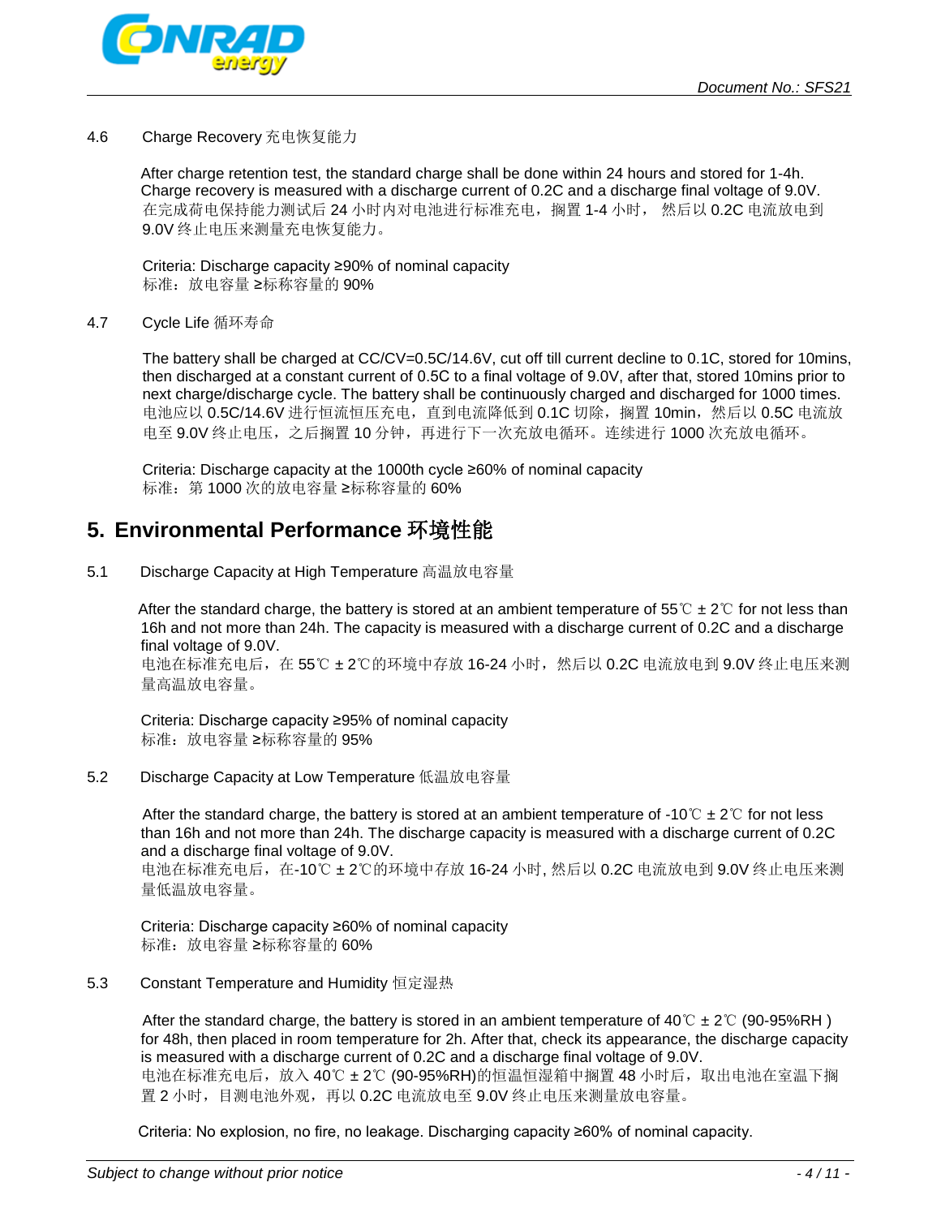4.6 Charge Recovery 充电恢复能力

After charge retention test, the standard charge shall be done within 24 hours and stored for 1-4h. Charge recovery is measured with a discharge current of 0.2C and a discharge final voltage of 9.0V.
在完成荷电保持能力测试后 24 小时内对电池进行标准充电，搁置 1-4 小时， 然后以 0.2C 电流放电到 9.0V 终止电压来测量充电恢复能力。

Criteria: Discharge capacity ≥90% of nominal capacity
标准：放电容量 ≥标称容量的 90%

4.7 Cycle Life 循环寿命

The battery shall be charged at CC/CV=0.5C/14.6V, cut off till current decline to 0.1C, stored for 10mins, then discharged at a constant current of 0.5C to a final voltage of 9.0V, after that, stored 10mins prior to next charge/discharge cycle. The battery shall be continuously charged and discharged for 1000 times.
电池应以 0.5C/14.6V 进行恒流恒压充电，直到电流降低到 0.1C 切除，搁置 10min，然后以 0.5C 电流放电至 9.0V 终止电压，之后搁置 10 分钟，再进行下一次充放电循环。连续进行 1000 次充放电循环。

Criteria: Discharge capacity at the 1000th cycle ≥60% of nominal capacity
标准：第 1000 次的放电容量 ≥标称容量的 60%

## 5. Environmental Performance 环境性能

5.1 Discharge Capacity at High Temperature 高温放电容量

After the standard charge, the battery is stored at an ambient temperature of 55℃ ± 2℃ for not less than 16h and not more than 24h. The capacity is measured with a discharge current of 0.2C and a discharge final voltage of 9.0V.
电池在标准充电后，在 55℃ ± 2℃的环境中存放 16-24 小时，然后以 0.2C 电流放电到 9.0V 终止电压来测量高温放电容量。

Criteria: Discharge capacity ≥95% of nominal capacity
标准：放电容量 ≥标称容量的 95%

5.2 Discharge Capacity at Low Temperature 低温放电容量

After the standard charge, the battery is stored at an ambient temperature of -10℃ ± 2℃ for not less than 16h and not more than 24h. The discharge capacity is measured with a discharge current of 0.2C and a discharge final voltage of 9.0V.
电池在标准充电后，在-10℃ ± 2℃的环境中存放 16-24 小时, 然后以 0.2C 电流放电到 9.0V 终止电压来测量低温放电容量。

Criteria: Discharge capacity ≥60% of nominal capacity
标准：放电容量 ≥标称容量的 60%

5.3 Constant Temperature and Humidity 恒定湿热

After the standard charge, the battery is stored in an ambient temperature of 40℃ ± 2℃ (90-95%RH ) for 48h, then placed in room temperature for 2h. After that, check its appearance, the discharge capacity is measured with a discharge current of 0.2C and a discharge final voltage of 9.0V.
电池在标准充电后，放入 40℃ ± 2℃ (90-95%RH)的恒温恒湿箱中搁置 48 小时后，取出电池在室温下搁置 2 小时，目测电池外观，再以 0.2C 电流放电至 9.0V 终止电压来测量放电容量。

Criteria: No explosion, no fire, no leakage. Discharging capacity ≥60% of nominal capacity.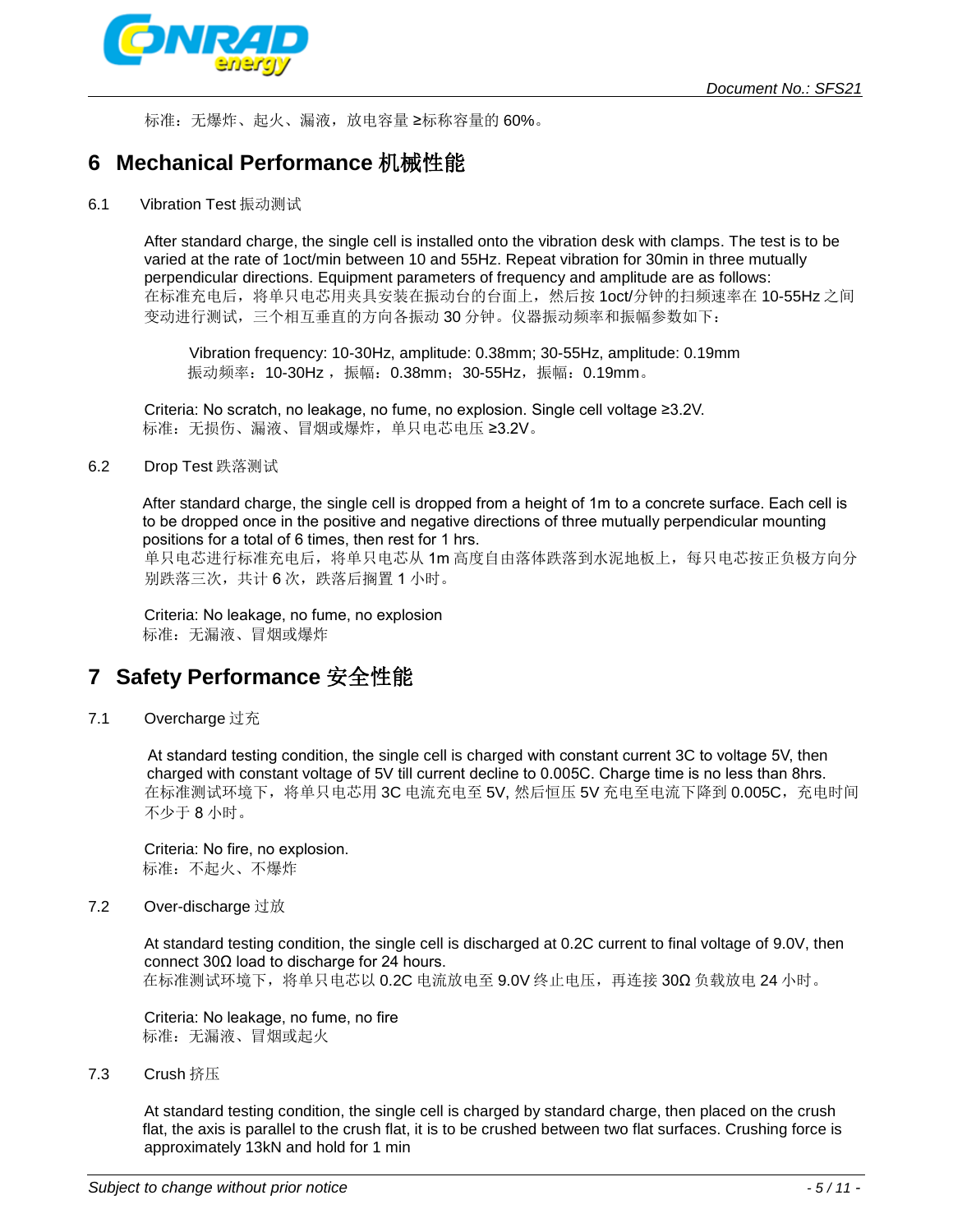标准：无爆炸、起火、漏液，放电容量 ≥标称容量的 60%。

## 6 Mechanical Performance 机械性能

### 6.1 Vibration Test 振动测试

After standard charge, the single cell is installed onto the vibration desk with clamps. The test is to be varied at the rate of 1oct/min between 10 and 55Hz. Repeat vibration for 30min in three mutually perpendicular directions. Equipment parameters of frequency and amplitude are as follows:
在标准充电后，将单只电芯用夹具安装在振动台的台面上，然后按 1oct/分钟的扫频速率在 10-55Hz 之间变动进行测试，三个相互垂直的方向各振动 30 分钟。仪器振动频率和振幅参数如下：

Vibration frequency: 10-30Hz, amplitude: 0.38mm; 30-55Hz, amplitude: 0.19mm
振动频率：10-30Hz，振幅：0.38mm；30-55Hz，振幅：0.19mm。

Criteria: No scratch, no leakage, no fume, no explosion. Single cell voltage ≥3.2V.
标准：无损伤、漏液、冒烟或爆炸，单只电芯电压 ≥3.2V。

### 6.2 Drop Test 跌落测试

After standard charge, the single cell is dropped from a height of 1m to a concrete surface. Each cell is to be dropped once in the positive and negative directions of three mutually perpendicular mounting positions for a total of 6 times, then rest for 1 hrs.
单只电芯进行标准充电后，将单只电芯从 1m 高度自由落体跌落到水泥地板上，每只电芯按正负极方向分别跌落三次，共计 6 次，跌落后搁置 1 小时。

Criteria: No leakage, no fume, no explosion
标准：无漏液、冒烟或爆炸

## 7 Safety Performance 安全性能

### 7.1 Overcharge 过充

At standard testing condition, the single cell is charged with constant current 3C to voltage 5V, then charged with constant voltage of 5V till current decline to 0.005C. Charge time is no less than 8hrs.
在标准测试环境下，将单只电芯用 3C 电流充电至 5V, 然后恒压 5V 充电至电流下降到 0.005C，充电时间不少于 8 小时。

Criteria: No fire, no explosion.
标准：不起火、不爆炸

### 7.2 Over-discharge 过放

At standard testing condition, the single cell is discharged at 0.2C current to final voltage of 9.0V, then connect 30Ω load to discharge for 24 hours.
在标准测试环境下，将单只电芯以 0.2C 电流放电至 9.0V 终止电压，再连接 30Ω 负载放电 24 小时。

Criteria: No leakage, no fume, no fire
标准：无漏液、冒烟或起火

### 7.3 Crush 挤压

At standard testing condition, the single cell is charged by standard charge, then placed on the crush flat, the axis is parallel to the crush flat, it is to be crushed between two flat surfaces. Crushing force is approximately 13kN and hold for 1 min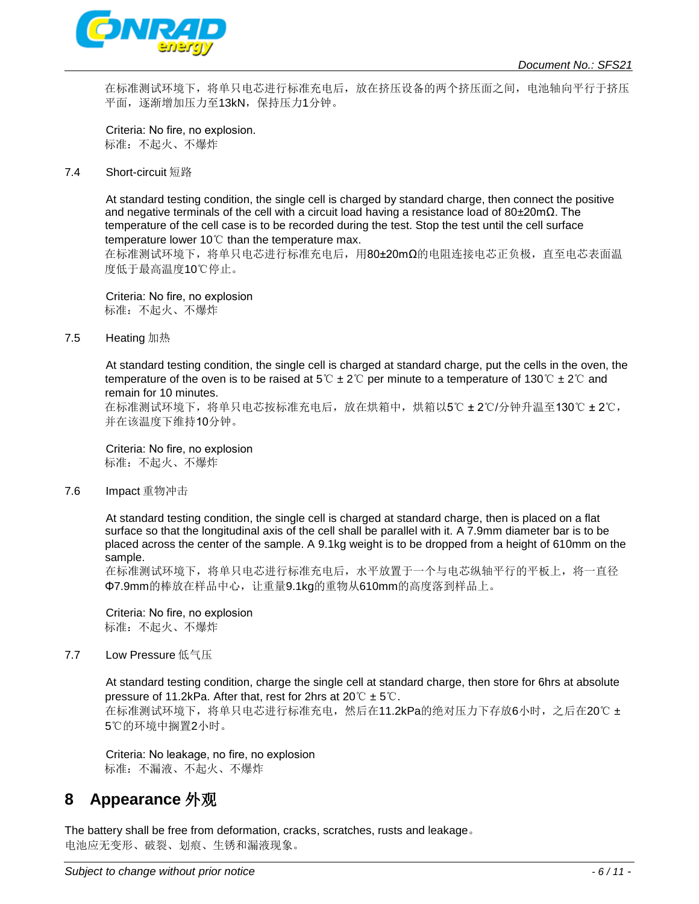在标准测试环境下，将单只电芯进行标准充电后，放在挤压设备的两个挤压面之间，电池轴向平行于挤压平面，逐渐增加压力至13kN，保持压力1分钟。

Criteria: No fire, no explosion.
标准：不起火、不爆炸

7.4 Short-circuit 短路

At standard testing condition, the single cell is charged by standard charge, then connect the positive and negative terminals of the cell with a circuit load having a resistance load of 80±20mΩ. The temperature of the cell case is to be recorded during the test. Stop the test until the cell surface temperature lower 10℃ than the temperature max.
在标准测试环境下，将单只电芯进行标准充电后，用80±20mΩ的电阻连接电芯正负极，直至电芯表面温度低于最高温度10℃停止。

Criteria: No fire, no explosion
标准：不起火、不爆炸

7.5 Heating 加热

At standard testing condition, the single cell is charged at standard charge, put the cells in the oven, the temperature of the oven is to be raised at 5℃ ± 2℃ per minute to a temperature of 130℃ ± 2℃ and remain for 10 minutes.
在标准测试环境下，将单只电芯按标准充电后，放在烘箱中，烘箱以5℃ ± 2℃/分钟升温至130℃ ± 2℃，并在该温度下维持10分钟。

Criteria: No fire, no explosion
标准：不起火、不爆炸

7.6 Impact 重物冲击

At standard testing condition, the single cell is charged at standard charge, then is placed on a flat surface so that the longitudinal axis of the cell shall be parallel with it. A 7.9mm diameter bar is to be placed across the center of the sample. A 9.1kg weight is to be dropped from a height of 610mm on the sample.
在标准测试环境下，将单只电芯进行标准充电后，水平放置于一个与电芯纵轴平行的平板上，将一直径Φ7.9mm的棒放在样品中心，让重量9.1kg的重物从610mm的高度落到样品上。

Criteria: No fire, no explosion
标准：不起火、不爆炸

7.7 Low Pressure 低气压

At standard testing condition, charge the single cell at standard charge, then store for 6hrs at absolute pressure of 11.2kPa. After that, rest for 2hrs at 20℃ ± 5℃.
在标准测试环境下，将单只电芯进行标准充电，然后在11.2kPa的绝对压力下存放6小时，之后在20℃ ± 5℃的环境中搁置2小时。

Criteria: No leakage, no fire, no explosion
标准：不漏液、不起火、不爆炸

# 8 Appearance 外观

The battery shall be free from deformation, cracks, scratches, rusts and leakage。
电池应无变形、破裂、划痕、生锈和漏液现象。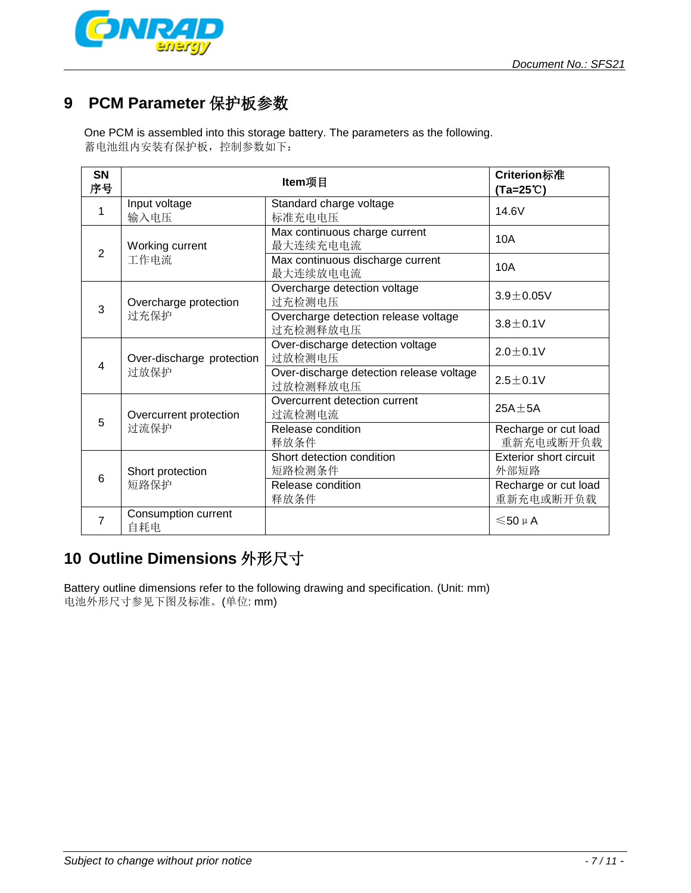## 9 PCM Parameter 保护板参数

One PCM is assembled into this storage battery. The parameters as the following.
蓄电池组内安装有保护板，控制参数如下：

| SN 序号 | Item项目 | | Criterion标准 (Ta=25℃) |
|---|---|---|---|
| 1 | Input voltage 输入电压 | Standard charge voltage 标准充电电压 | 14.6V |
| 2 | Working current 工作电流 | Max continuous charge current 最大连续充电电流 | 10A |
| | | Max continuous discharge current 最大连续放电电流 | 10A |
| 3 | Overcharge protection 过充保护 | Overcharge detection voltage 过充检测电压 | 3.9±0.05V |
| | | Overcharge detection release voltage 过充检测释放电压 | 3.8±0.1V |
| 4 | Over-discharge protection 过放保护 | Over-discharge detection voltage 过放检测电压 | 2.0±0.1V |
| | | Over-discharge detection release voltage 过放检测释放电压 | 2.5±0.1V |
| 5 | Overcurrent protection 过流保护 | Overcurrent detection current 过流检测电流 | 25A±5A |
| | | Release condition 释放条件 | Recharge or cut load 重新充电或断开负载 |
| 6 | Short protection 短路保护 | Short detection condition 短路检测条件 | Exterior short circuit 外部短路 |
| | | Release condition 释放条件 | Recharge or cut load 重新充电或断开负载 |
| 7 | Consumption current 自耗电 | | ≤50μA |

## 10 Outline Dimensions 外形尺寸

Battery outline dimensions refer to the following drawing and specification. (Unit: mm)
电池外形尺寸参见下图及标准。(单位: mm)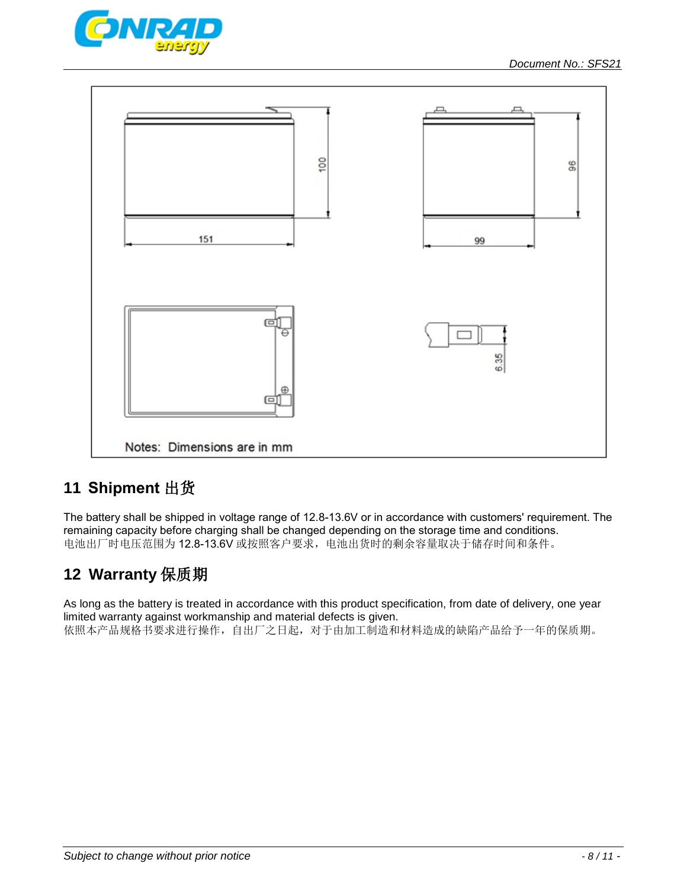151

100

99

96

6.35

Notes: Dimensions are in mm

## 11 Shipment 出货

The battery shall be shipped in voltage range of 12.8-13.6V or in accordance with customers' requirement. The remaining capacity before charging shall be changed depending on the storage time and conditions.
电池出厂时电压范围为 12.8-13.6V 或按照客户要求，电池出货时的剩余容量取决于储存时间和条件。

## 12 Warranty 保质期

As long as the battery is treated in accordance with this product specification, from date of delivery, one year limited warranty against workmanship and material defects is given.
依照本产品规格书要求进行操作，自出厂之日起，对于由加工制造和材料造成的缺陷产品给予一年的保质期。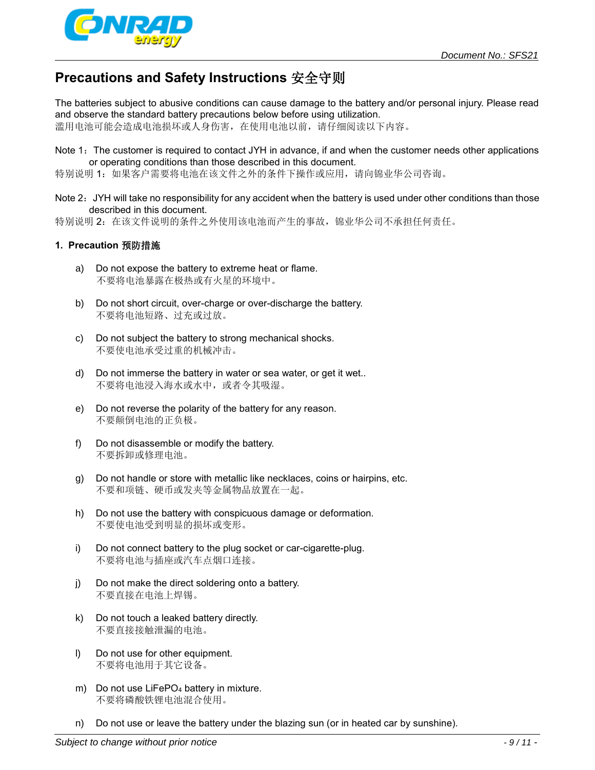## Precautions and Safety Instructions 安全守则

The batteries subject to abusive conditions can cause damage to the battery and/or personal injury. Please read and observe the standard battery precautions below before using utilization.
滥用电池可能会造成电池损坏或人身伤害，在使用电池以前，请仔细阅读以下内容。

Note 1：The customer is required to contact JYH in advance, if and when the customer needs other applications or operating conditions than those described in this document.
特别说明 1：如果客户需要将电池在该文件之外的条件下操作或应用，请向锦业华公司咨询。

Note 2：JYH will take no responsibility for any accident when the battery is used under other conditions than those described in this document.
特别说明 2：在该文件说明的条件之外使用该电池而产生的事故，锦业华公司不承担任何责任。

### 1. Precaution 预防措施

a) Do not expose the battery to extreme heat or flame.
不要将电池暴露在极热或有火星的环境中。

b) Do not short circuit, over-charge or over-discharge the battery.
不要将电池短路、过充或过放。

c) Do not subject the battery to strong mechanical shocks.
不要使电池承受过重的机械冲击。

d) Do not immerse the battery in water or sea water, or get it wet..
不要将电池浸入海水或水中，或者令其吸湿。

e) Do not reverse the polarity of the battery for any reason.
不要颠倒电池的正负极。

f) Do not disassemble or modify the battery.
不要拆卸或修理电池。

g) Do not handle or store with metallic like necklaces, coins or hairpins, etc.
不要和项链、硬币或发夹等金属物品放置在一起。

h) Do not use the battery with conspicuous damage or deformation.
不要使电池受到明显的损坏或变形。

i) Do not connect battery to the plug socket or car-cigarette-plug.
不要将电池与插座或汽车点烟口连接。

j) Do not make the direct soldering onto a battery.
不要直接在电池上焊锡。

k) Do not touch a leaked battery directly.
不要直接接触泄漏的电池。

l) Do not use for other equipment.
不要将电池用于其它设备。

m) Do not use $LiFePO_4$ battery in mixture.
不要将磷酸铁锂电池混合使用。

n) Do not use or leave the battery under the blazing sun (or in heated car by sunshine).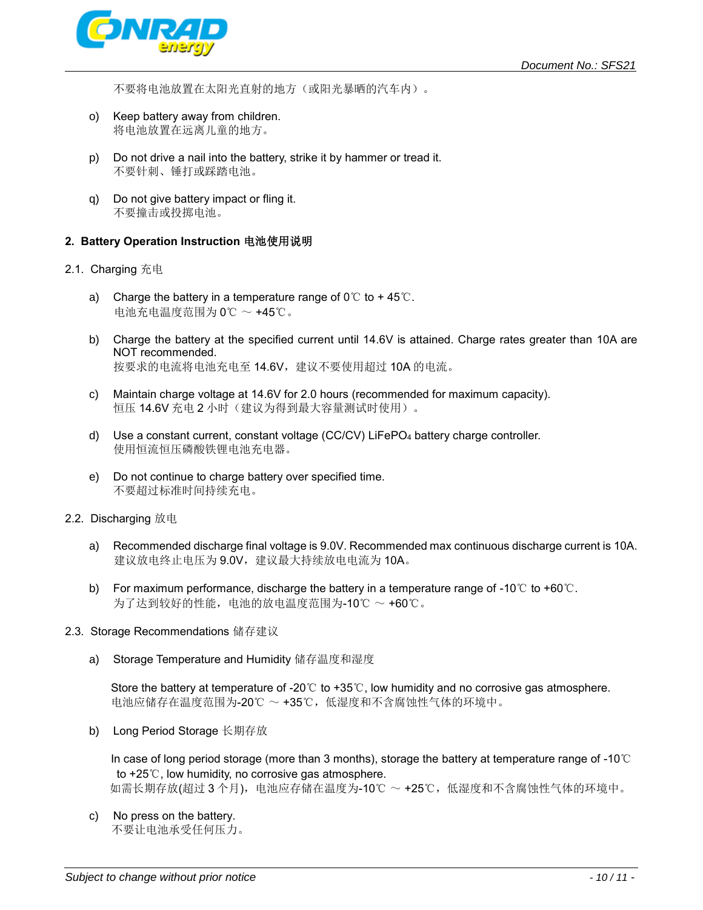不要将电池放置在太阳光直射的地方（或阳光暴晒的汽车内）。

o) Keep battery away from children.
将电池放置在远离儿童的地方。

p) Do not drive a nail into the battery, strike it by hammer or tread it.
不要针刺、锤打或踩踏电池。

q) Do not give battery impact or fling it.
不要撞击或投掷电池。

## 2. Battery Operation Instruction 电池使用说明

### 2.1. Charging 充电

a) Charge the battery in a temperature range of 0℃ to + 45℃.
电池充电温度范围为 0℃ ～ +45℃。

b) Charge the battery at the specified current until 14.6V is attained. Charge rates greater than 10A are NOT recommended.
按要求的电流将电池充电至 14.6V，建议不要使用超过 10A 的电流。

c) Maintain charge voltage at 14.6V for 2.0 hours (recommended for maximum capacity).
恒压 14.6V 充电 2 小时（建议为得到最大容量测试时使用）。

d) Use a constant current, constant voltage (CC/CV) $LiFePO_4$ battery charge controller.
使用恒流恒压磷酸铁锂电池充电器。

e) Do not continue to charge battery over specified time.
不要超过标准时间持续充电。

### 2.2. Discharging 放电

a) Recommended discharge final voltage is 9.0V. Recommended max continuous discharge current is 10A.
建议放电终止电压为 9.0V，建议最大持续放电电流为 10A。

b) For maximum performance, discharge the battery in a temperature range of -10℃ to +60℃.
为了达到较好的性能，电池的放电温度范围为-10℃ ～ +60℃。

### 2.3. Storage Recommendations 储存建议

a) Storage Temperature and Humidity 储存温度和湿度

Store the battery at temperature of -20℃ to +35℃, low humidity and no corrosive gas atmosphere.
电池应储存在温度范围为-20℃ ～ +35℃，低湿度和不含腐蚀性气体的环境中。

b) Long Period Storage 长期存放

In case of long period storage (more than 3 months), storage the battery at temperature range of -10℃ to +25℃, low humidity, no corrosive gas atmosphere.
如需长期存放(超过 3 个月)，电池应存储在温度为-10℃ ～ +25℃，低湿度和不含腐蚀性气体的环境中。

c) No press on the battery.
不要让电池承受任何压力。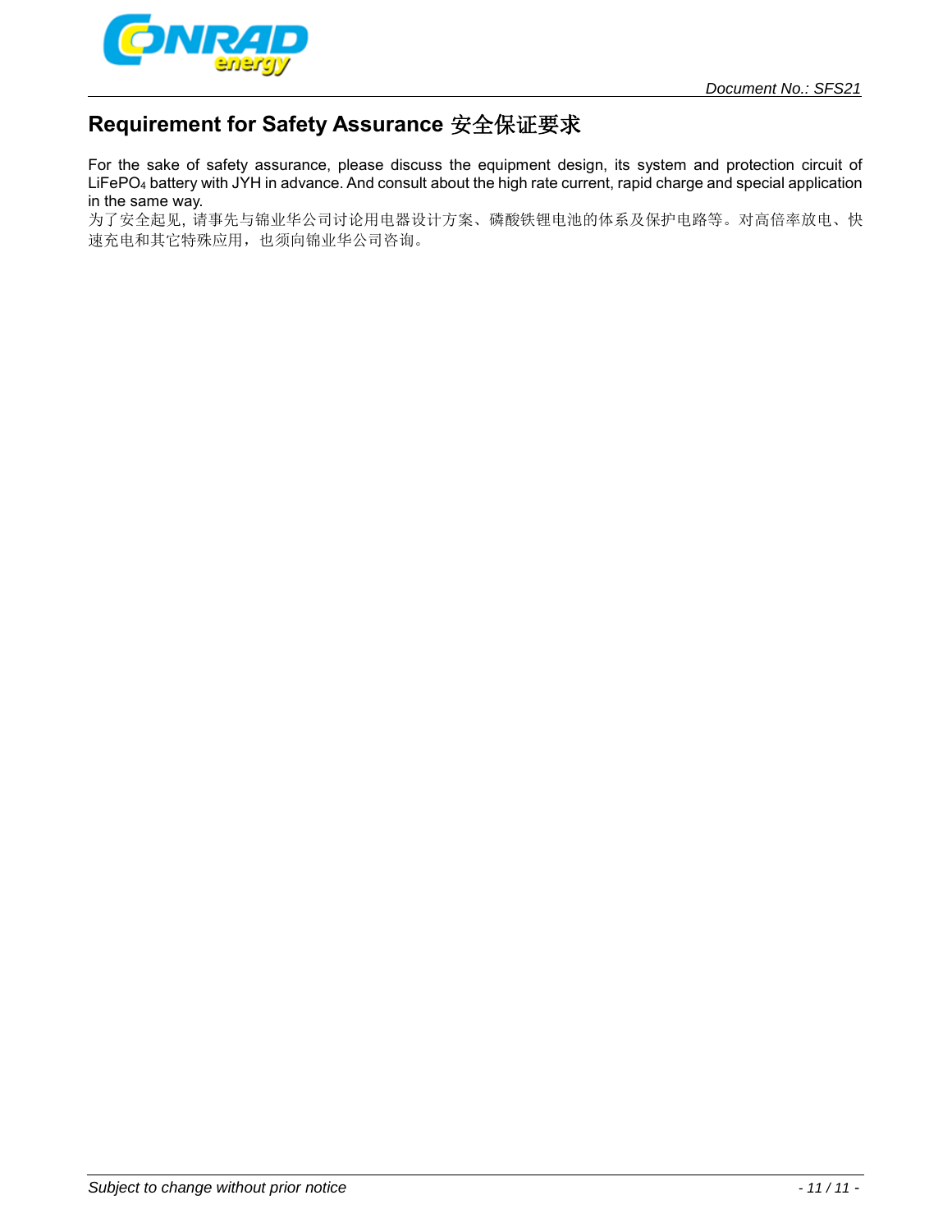## Requirement for Safety Assurance 安全保证要求

For the sake of safety assurance, please discuss the equipment design, its system and protection circuit of $LiFePO_4$ battery with JYH in advance. And consult about the high rate current, rapid charge and special application in the same way.

为了安全起见，请事先与锦业华公司讨论用电器设计方案、磷酸铁锂电池的体系及保护电路等。对高倍率放电、快速充电和其它特殊应用，也须向锦业华公司咨询。